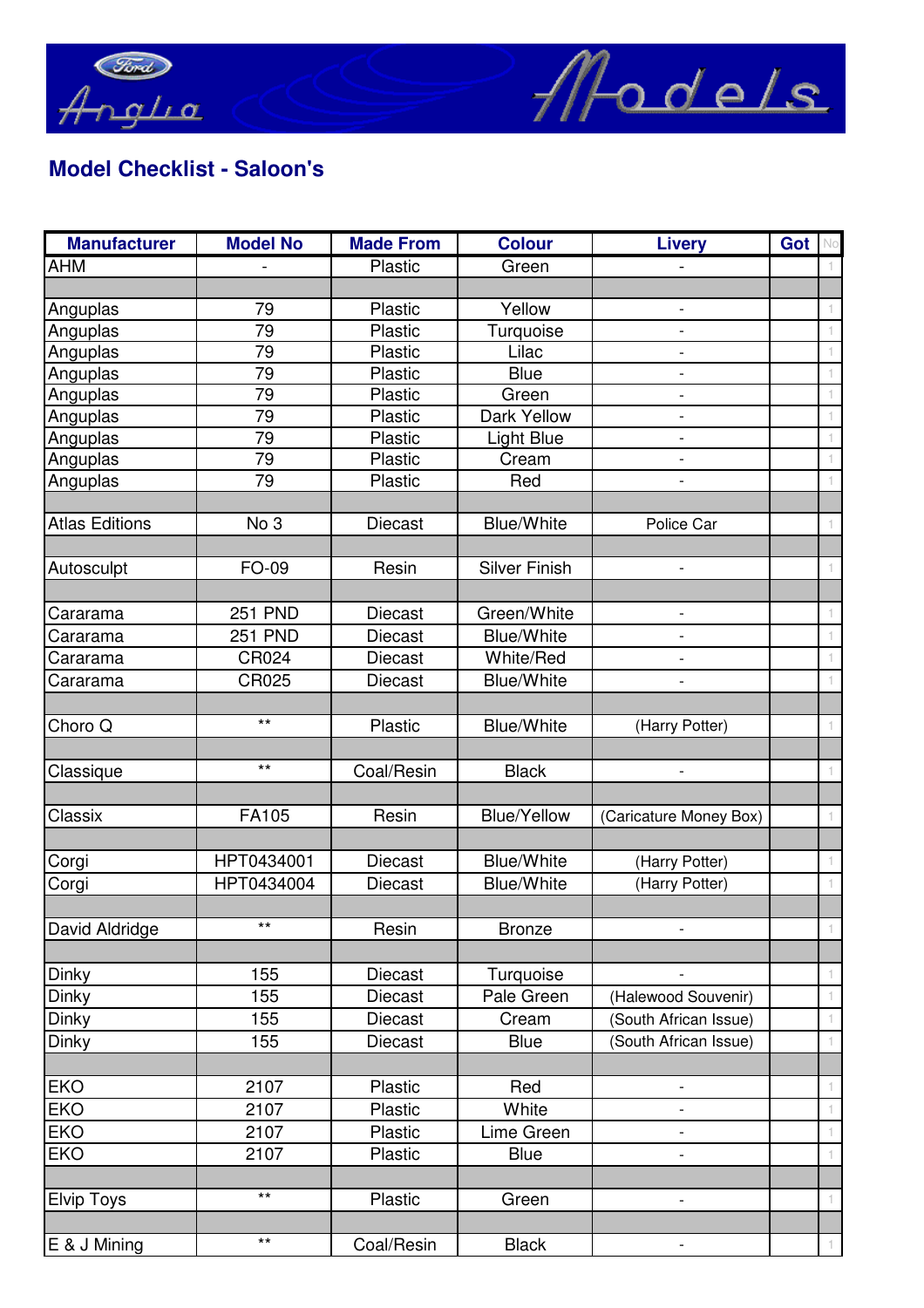# Anglia Models

## Model Checklist - Saloon's

| Manufacturer | Model No | Made From | Colour | Livery | Got | No |
|---|---|---|---|---|---|---|
| AHM | - | Plastic | Green | - | | 1 |
| | | | | | | |
| Anguplas | 79 | Plastic | Yellow | - | | 1 |
| Anguplas | 79 | Plastic | Turquoise | - | | 1 |
| Anguplas | 79 | Plastic | Lilac | - | | 1 |
| Anguplas | 79 | Plastic | Blue | - | | 1 |
| Anguplas | 79 | Plastic | Green | - | | 1 |
| Anguplas | 79 | Plastic | Dark Yellow | - | | 1 |
| Anguplas | 79 | Plastic | Light Blue | - | | 1 |
| Anguplas | 79 | Plastic | Cream | - | | 1 |
| Anguplas | 79 | Plastic | Red | - | | 1 |
| | | | | | | |
| Atlas Editions | No 3 | Diecast | Blue/White | Police Car | | 1 |
| | | | | | | |
| Autosculpt | FO-09 | Resin | Silver Finish | - | | 1 |
| | | | | | | |
| Cararama | 251 PND | Diecast | Green/White | - | | 1 |
| Cararama | 251 PND | Diecast | Blue/White | - | | 1 |
| Cararama | CR024 | Diecast | White/Red | - | | 1 |
| Cararama | CR025 | Diecast | Blue/White | - | | 1 |
| | | | | | | |
| Choro Q | ** | Plastic | Blue/White | (Harry Potter) | | 1 |
| | | | | | | |
| Classique | ** | Coal/Resin | Black | - | | 1 |
| | | | | | | |
| Classix | FA105 | Resin | Blue/Yellow | (Caricature Money Box) | | 1 |
| | | | | | | |
| Corgi | HPT0434001 | Diecast | Blue/White | (Harry Potter) | | 1 |
| Corgi | HPT0434004 | Diecast | Blue/White | (Harry Potter) | | 1 |
| | | | | | | |
| David Aldridge | ** | Resin | Bronze | - | | 1 |
| | | | | | | |
| Dinky | 155 | Diecast | Turquoise | - | | 1 |
| Dinky | 155 | Diecast | Pale Green | (Halewood Souvenir) | | 1 |
| Dinky | 155 | Diecast | Cream | (South African Issue) | | 1 |
| Dinky | 155 | Diecast | Blue | (South African Issue) | | 1 |
| | | | | | | |
| EKO | 2107 | Plastic | Red | - | | 1 |
| EKO | 2107 | Plastic | White | - | | 1 |
| EKO | 2107 | Plastic | Lime Green | - | | 1 |
| EKO | 2107 | Plastic | Blue | - | | 1 |
| | | | | | | |
| Elvip Toys | ** | Plastic | Green | - | | 1 |
| | | | | | | |
| E & J Mining | ** | Coal/Resin | Black | - | | 1 |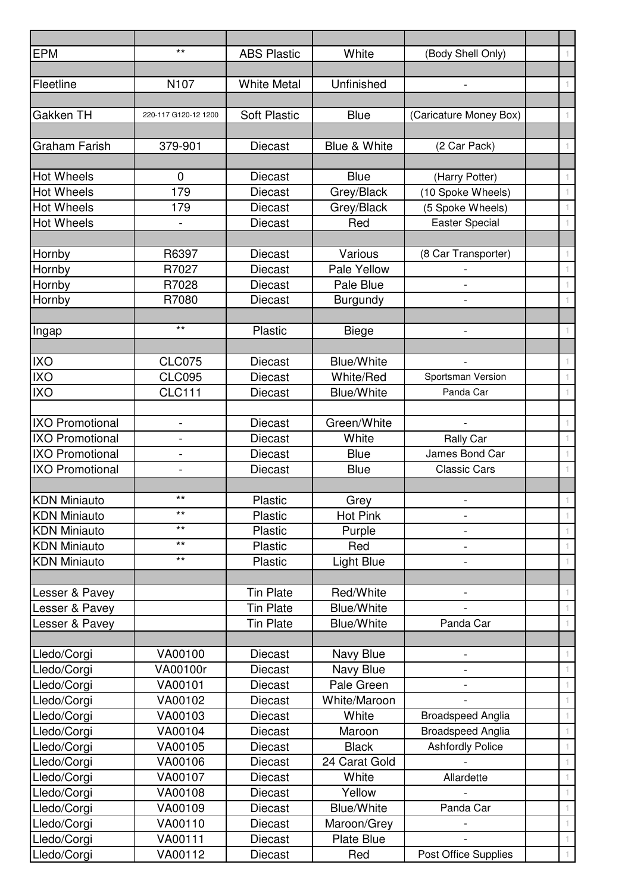| | | | | | | |
|---|---|---|---|---|---|---|
| EPM | ** | ABS Plastic | White | (Body Shell Only) | | 1 |
| | | | | | | |
| Fleetline | N107 | White Metal | Unfinished | - | | 1 |
| | | | | | | |
| Gakken TH | 220-117 G120-12 1200 | Soft Plastic | Blue | (Caricature Money Box) | | 1 |
| | | | | | | |
| Graham Farish | 379-901 | Diecast | Blue & White | (2 Car Pack) | | 1 |
| | | | | | | |
| Hot Wheels | 0 | Diecast | Blue | (Harry Potter) | | 1 |
| Hot Wheels | 179 | Diecast | Grey/Black | (10 Spoke Wheels) | | 1 |
| Hot Wheels | 179 | Diecast | Grey/Black | (5 Spoke Wheels) | | 1 |
| Hot Wheels | - | Diecast | Red | Easter Special | | 1 |
| | | | | | | |
| Hornby | R6397 | Diecast | Various | (8 Car Transporter) | | 1 |
| Hornby | R7027 | Diecast | Pale Yellow | - | | 1 |
| Hornby | R7028 | Diecast | Pale Blue | - | | 1 |
| Hornby | R7080 | Diecast | Burgundy | - | | 1 |
| | | | | | | |
| Ingap | ** | Plastic | Biege | - | | 1 |
| | | | | | | |
| IXO | CLC075 | Diecast | Blue/White | - | | 1 |
| IXO | CLC095 | Diecast | White/Red | Sportsman Version | | 1 |
| IXO | CLC111 | Diecast | Blue/White | Panda Car | | 1 |
| | | | | | | |
| IXO Promotional | - | Diecast | Green/White | - | | 1 |
| IXO Promotional | - | Diecast | White | Rally Car | | 1 |
| IXO Promotional | - | Diecast | Blue | James Bond Car | | 1 |
| IXO Promotional | - | Diecast | Blue | Classic Cars | | 1 |
| | | | | | | |
| KDN Miniauto | ** | Plastic | Grey | - | | 1 |
| KDN Miniauto | ** | Plastic | Hot Pink | - | | 1 |
| KDN Miniauto | ** | Plastic | Purple | - | | 1 |
| KDN Miniauto | ** | Plastic | Red | - | | 1 |
| KDN Miniauto | ** | Plastic | Light Blue | - | | 1 |
| | | | | | | |
| Lesser & Pavey | | Tin Plate | Red/White | - | | 1 |
| Lesser & Pavey | | Tin Plate | Blue/White | - | | 1 |
| Lesser & Pavey | | Tin Plate | Blue/White | Panda Car | | 1 |
| | | | | | | |
| Lledo/Corgi | VA00100 | Diecast | Navy Blue | - | | 1 |
| Lledo/Corgi | VA00100r | Diecast | Navy Blue | - | | 1 |
| Lledo/Corgi | VA00101 | Diecast | Pale Green | - | | 1 |
| Lledo/Corgi | VA00102 | Diecast | White/Maroon | - | | 1 |
| Lledo/Corgi | VA00103 | Diecast | White | Broadspeed Anglia | | 1 |
| Lledo/Corgi | VA00104 | Diecast | Maroon | Broadspeed Anglia | | 1 |
| Lledo/Corgi | VA00105 | Diecast | Black | Ashfordly Police | | 1 |
| Lledo/Corgi | VA00106 | Diecast | 24 Carat Gold | - | | 1 |
| Lledo/Corgi | VA00107 | Diecast | White | Allardette | | 1 |
| Lledo/Corgi | VA00108 | Diecast | Yellow | - | | 1 |
| Lledo/Corgi | VA00109 | Diecast | Blue/White | Panda Car | | 1 |
| Lledo/Corgi | VA00110 | Diecast | Maroon/Grey | - | | 1 |
| Lledo/Corgi | VA00111 | Diecast | Plate Blue | - | | 1 |
| Lledo/Corgi | VA00112 | Diecast | Red | Post Office Supplies | | 1 |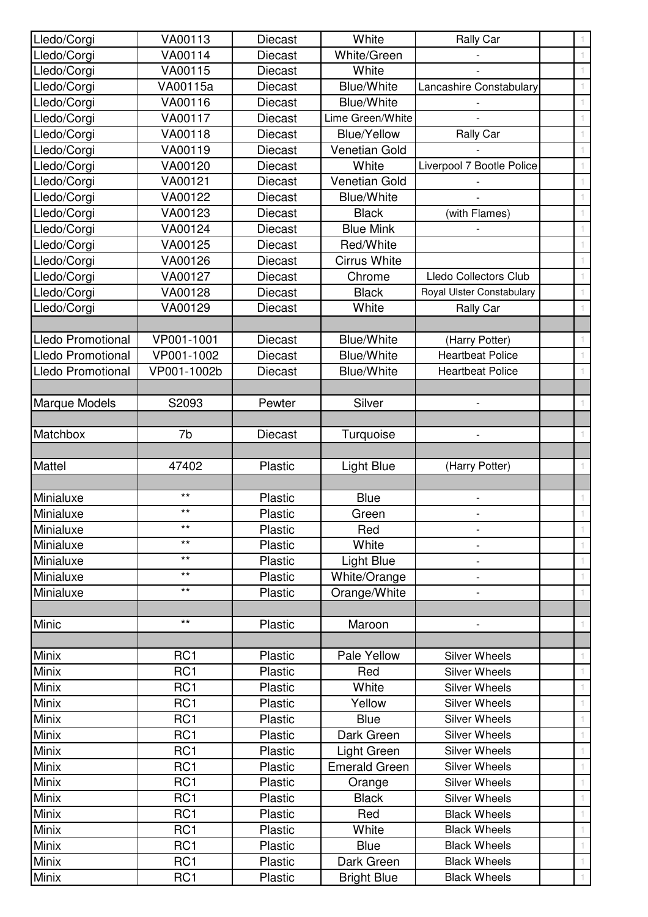| | | | | | | |
|---|---|---|---|---|---|---|
| Lledo/Corgi | VA00113 | Diecast | White | Rally Car | | 1 |
| Lledo/Corgi | VA00114 | Diecast | White/Green | - | | 1 |
| Lledo/Corgi | VA00115 | Diecast | White | - | | 1 |
| Lledo/Corgi | VA00115a | Diecast | Blue/White | Lancashire Constabulary | | 1 |
| Lledo/Corgi | VA00116 | Diecast | Blue/White | - | | 1 |
| Lledo/Corgi | VA00117 | Diecast | Lime Green/White | - | | 1 |
| Lledo/Corgi | VA00118 | Diecast | Blue/Yellow | Rally Car | | 1 |
| Lledo/Corgi | VA00119 | Diecast | Venetian Gold | - | | 1 |
| Lledo/Corgi | VA00120 | Diecast | White | Liverpool 7 Bootle Police | | 1 |
| Lledo/Corgi | VA00121 | Diecast | Venetian Gold | - | | 1 |
| Lledo/Corgi | VA00122 | Diecast | Blue/White | - | | 1 |
| Lledo/Corgi | VA00123 | Diecast | Black | (with Flames) | | 1 |
| Lledo/Corgi | VA00124 | Diecast | Blue Mink | - | | 1 |
| Lledo/Corgi | VA00125 | Diecast | Red/White | | | 1 |
| Lledo/Corgi | VA00126 | Diecast | Cirrus White | | | 1 |
| Lledo/Corgi | VA00127 | Diecast | Chrome | Lledo Collectors Club | | 1 |
| Lledo/Corgi | VA00128 | Diecast | Black | Royal Ulster Constabulary | | 1 |
| Lledo/Corgi | VA00129 | Diecast | White | Rally Car | | 1 |
| | | | | | | |
| Lledo Promotional | VP001-1001 | Diecast | Blue/White | (Harry Potter) | | 1 |
| Lledo Promotional | VP001-1002 | Diecast | Blue/White | Heartbeat Police | | 1 |
| Lledo Promotional | VP001-1002b | Diecast | Blue/White | Heartbeat Police | | 1 |
| | | | | | | |
| Marque Models | S2093 | Pewter | Silver | - | | 1 |
| | | | | | | |
| Matchbox | 7b | Diecast | Turquoise | - | | 1 |
| | | | | | | |
| Mattel | 47402 | Plastic | Light Blue | (Harry Potter) | | 1 |
| | | | | | | |
| Minialuxe | ** | Plastic | Blue | - | | 1 |
| Minialuxe | ** | Plastic | Green | - | | 1 |
| Minialuxe | ** | Plastic | Red | - | | 1 |
| Minialuxe | ** | Plastic | White | - | | 1 |
| Minialuxe | ** | Plastic | Light Blue | - | | 1 |
| Minialuxe | ** | Plastic | White/Orange | - | | 1 |
| Minialuxe | ** | Plastic | Orange/White | - | | 1 |
| | | | | | | |
| Minic | ** | Plastic | Maroon | - | | 1 |
| | | | | | | |
| Minix | RC1 | Plastic | Pale Yellow | Silver Wheels | | 1 |
| Minix | RC1 | Plastic | Red | Silver Wheels | | 1 |
| Minix | RC1 | Plastic | White | Silver Wheels | | 1 |
| Minix | RC1 | Plastic | Yellow | Silver Wheels | | 1 |
| Minix | RC1 | Plastic | Blue | Silver Wheels | | 1 |
| Minix | RC1 | Plastic | Dark Green | Silver Wheels | | 1 |
| Minix | RC1 | Plastic | Light Green | Silver Wheels | | 1 |
| Minix | RC1 | Plastic | Emerald Green | Silver Wheels | | 1 |
| Minix | RC1 | Plastic | Orange | Silver Wheels | | 1 |
| Minix | RC1 | Plastic | Black | Silver Wheels | | 1 |
| Minix | RC1 | Plastic | Red | Black Wheels | | 1 |
| Minix | RC1 | Plastic | White | Black Wheels | | 1 |
| Minix | RC1 | Plastic | Blue | Black Wheels | | 1 |
| Minix | RC1 | Plastic | Dark Green | Black Wheels | | 1 |
| Minix | RC1 | Plastic | Bright Blue | Black Wheels | | 1 |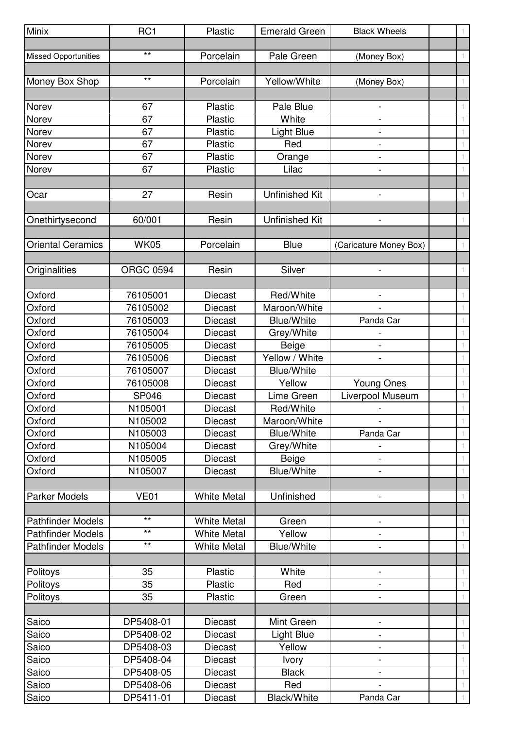| Minix | RC1 | Plastic | Emerald Green | Black Wheels | | 1 |
|---|---|---|---|---|---|---|
| | | | | | | |
| Missed Opportunities | ** | Porcelain | Pale Green | (Money Box) | | 1 |
| | | | | | | |
| Money Box Shop | ** | Porcelain | Yellow/White | (Money Box) | | 1 |
| | | | | | | |
| Norev | 67 | Plastic | Pale Blue | - | | 1 |
| Norev | 67 | Plastic | White | - | | 1 |
| Norev | 67 | Plastic | Light Blue | - | | 1 |
| Norev | 67 | Plastic | Red | - | | 1 |
| Norev | 67 | Plastic | Orange | - | | 1 |
| Norev | 67 | Plastic | Lilac | - | | 1 |
| | | | | | | |
| Ocar | 27 | Resin | Unfinished Kit | - | | 1 |
| | | | | | | |
| Onethirtysecond | 60/001 | Resin | Unfinished Kit | - | | 1 |
| | | | | | | |
| Oriental Ceramics | WK05 | Porcelain | Blue | (Caricature Money Box) | | 1 |
| | | | | | | |
| Originalities | ORGC 0594 | Resin | Silver | - | | 1 |
| | | | | | | |
| Oxford | 76105001 | Diecast | Red/White | - | | 1 |
| Oxford | 76105002 | Diecast | Maroon/White | - | | 1 |
| Oxford | 76105003 | Diecast | Blue/White | Panda Car | | 1 |
| Oxford | 76105004 | Diecast | Grey/White | - | | 1 |
| Oxford | 76105005 | Diecast | Beige | - | | 1 |
| Oxford | 76105006 | Diecast | Yellow / White | - | | 1 |
| Oxford | 76105007 | Diecast | Blue/White | | | 1 |
| Oxford | 76105008 | Diecast | Yellow | Young Ones | | 1 |
| Oxford | SP046 | Diecast | Lime Green | Liverpool Museum | | 1 |
| Oxford | N105001 | Diecast | Red/White | - | | 1 |
| Oxford | N105002 | Diecast | Maroon/White | - | | 1 |
| Oxford | N105003 | Diecast | Blue/White | Panda Car | | 1 |
| Oxford | N105004 | Diecast | Grey/White | - | | 1 |
| Oxford | N105005 | Diecast | Beige | - | | 1 |
| Oxford | N105007 | Diecast | Blue/White | - | | 1 |
| | | | | | | |
| Parker Models | VE01 | White Metal | Unfinished | - | | 1 |
| | | | | | | |
| Pathfinder Models | ** | White Metal | Green | - | | 1 |
| Pathfinder Models | ** | White Metal | Yellow | - | | 1 |
| Pathfinder Models | ** | White Metal | Blue/White | - | | 1 |
| | | | | | | |
| Politoys | 35 | Plastic | White | - | | 1 |
| Politoys | 35 | Plastic | Red | - | | 1 |
| Politoys | 35 | Plastic | Green | - | | 1 |
| | | | | | | |
| Saico | DP5408-01 | Diecast | Mint Green | - | | 1 |
| Saico | DP5408-02 | Diecast | Light Blue | - | | 1 |
| Saico | DP5408-03 | Diecast | Yellow | - | | 1 |
| Saico | DP5408-04 | Diecast | Ivory | - | | 1 |
| Saico | DP5408-05 | Diecast | Black | - | | 1 |
| Saico | DP5408-06 | Diecast | Red | - | | 1 |
| Saico | DP5411-01 | Diecast | Black/White | Panda Car | | 1 |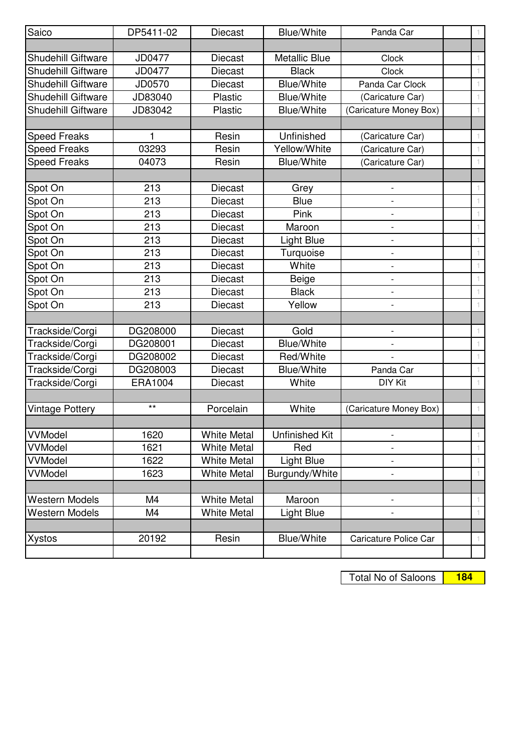| | | | | | | |
|---|---|---|---|---|---|---|
| Saico | DP5411-02 | Diecast | Blue/White | Panda Car | | 1 |
| | | | | | | |
| Shudehill Giftware | JD0477 | Diecast | Metallic Blue | Clock | | 1 |
| Shudehill Giftware | JD0477 | Diecast | Black | Clock | | 1 |
| Shudehill Giftware | JD0570 | Diecast | Blue/White | Panda Car Clock | | 1 |
| Shudehill Giftware | JD83040 | Plastic | Blue/White | (Caricature Car) | | 1 |
| Shudehill Giftware | JD83042 | Plastic | Blue/White | (Caricature Money Box) | | 1 |
| | | | | | | |
| Speed Freaks | 1 | Resin | Unfinished | (Caricature Car) | | 1 |
| Speed Freaks | 03293 | Resin | Yellow/White | (Caricature Car) | | 1 |
| Speed Freaks | 04073 | Resin | Blue/White | (Caricature Car) | | 1 |
| | | | | | | |
| Spot On | 213 | Diecast | Grey | - | | 1 |
| Spot On | 213 | Diecast | Blue | - | | 1 |
| Spot On | 213 | Diecast | Pink | - | | 1 |
| Spot On | 213 | Diecast | Maroon | - | | 1 |
| Spot On | 213 | Diecast | Light Blue | - | | 1 |
| Spot On | 213 | Diecast | Turquoise | - | | 1 |
| Spot On | 213 | Diecast | White | - | | 1 |
| Spot On | 213 | Diecast | Beige | - | | 1 |
| Spot On | 213 | Diecast | Black | - | | 1 |
| Spot On | 213 | Diecast | Yellow | - | | 1 |
| | | | | | | |
| Trackside/Corgi | DG208000 | Diecast | Gold | - | | 1 |
| Trackside/Corgi | DG208001 | Diecast | Blue/White | - | | 1 |
| Trackside/Corgi | DG208002 | Diecast | Red/White | - | | 1 |
| Trackside/Corgi | DG208003 | Diecast | Blue/White | Panda Car | | 1 |
| Trackside/Corgi | ERA1004 | Diecast | White | DIY Kit | | 1 |
| | | | | | | |
| Vintage Pottery | ** | Porcelain | White | (Caricature Money Box) | | 1 |
| | | | | | | |
| VVModel | 1620 | White Metal | Unfinished Kit | - | | 1 |
| VVModel | 1621 | White Metal | Red | - | | 1 |
| VVModel | 1622 | White Metal | Light Blue | - | | 1 |
| VVModel | 1623 | White Metal | Burgundy/White | - | | 1 |
| | | | | | | |
| Western Models | M4 | White Metal | Maroon | - | | 1 |
| Western Models | M4 | White Metal | Light Blue | - | | 1 |
| | | | | | | |
| Xystos | 20192 | Resin | Blue/White | Caricature Police Car | | 1 |
| | | | | | | |

| | |
|---|---|
| Total No of Saloons | **184** |